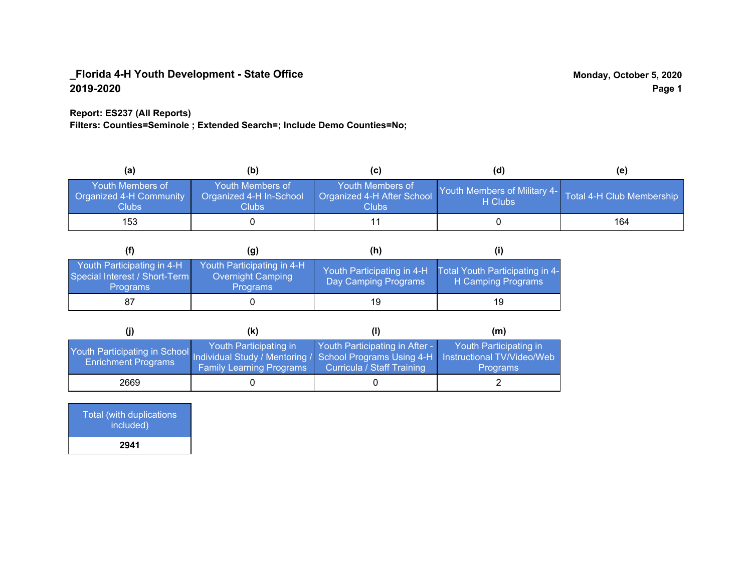**_Florida 4-H Youth Development - State Office**
**2019-2020**

**Monday, October 5, 2020**

**Report: ES237 (All Reports)**
**Filters: Counties=Seminole ; Extended Search=; Include Demo Counties=No;**

| (a) | (b) | (c) | (d) | (e) |
|---|---|---|---|---|
| Youth Members of Organized 4-H Community Clubs | Youth Members of Organized 4-H In-School Clubs | Youth Members of Organized 4-H After School Clubs | Youth Members of Military 4-H Clubs | Total 4-H Club Membership |
| 153 | 0 | 11 | 0 | 164 |

| (f) | (g) | (h) | (i) |
|---|---|---|---|
| Youth Participating in 4-H Special Interest / Short-Term Programs | Youth Participating in 4-H Overnight Camping Programs | Youth Participating in 4-H Day Camping Programs | Total Youth Participating in 4-H Camping Programs |
| 87 | 0 | 19 | 19 |

| (j) | (k) | (l) | (m) |
|---|---|---|---|
| Youth Participating in School Enrichment Programs | Youth Participating in Individual Study / Mentoring / Family Learning Programs | Youth Participating in After - School Programs Using 4-H Curricula / Staff Training | Youth Participating in Instructional TV/Video/Web Programs |
| 2669 | 0 | 0 | 2 |

| Total (with duplications included) |
|---|
| **2941** |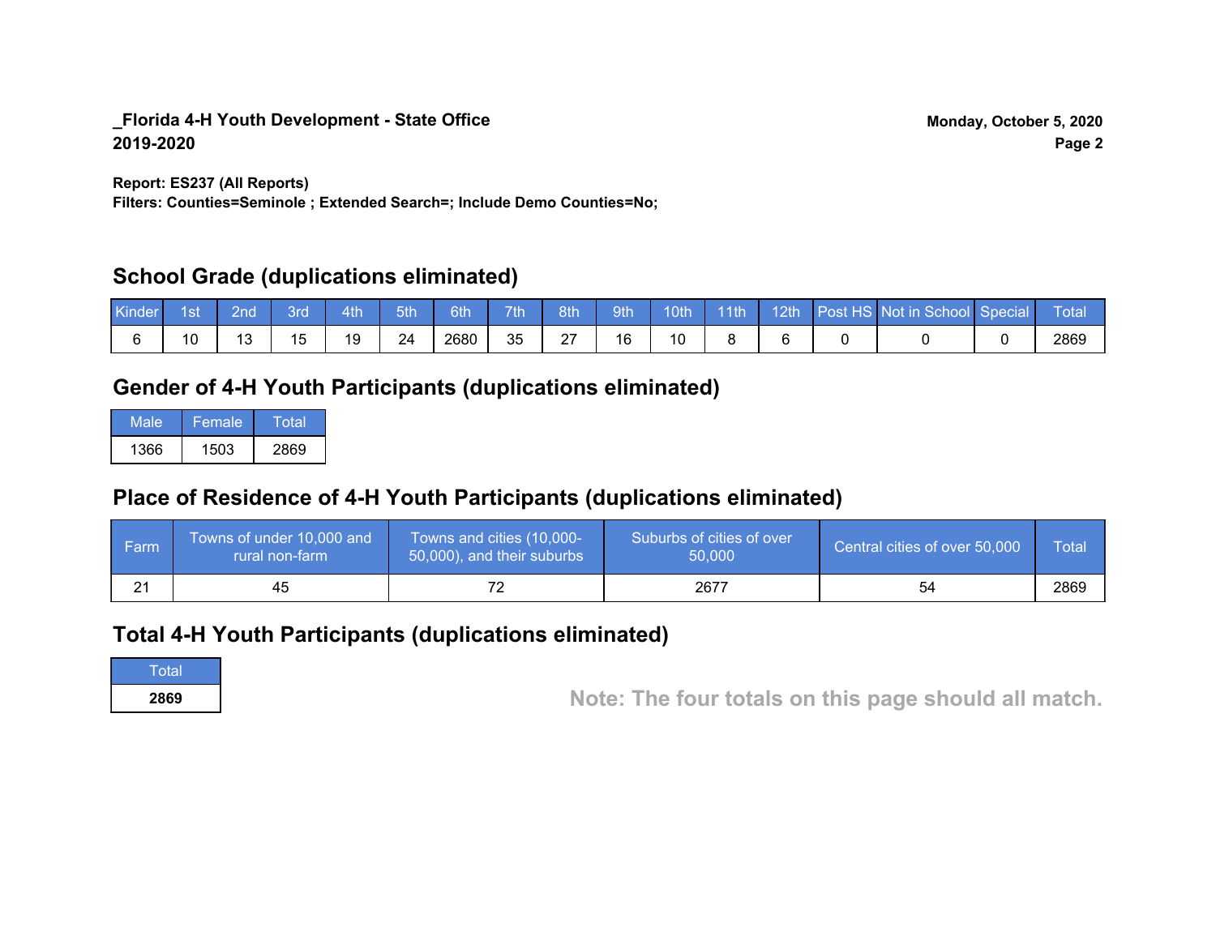**_Florida 4-H Youth Development - State Office**
**2019-2020**

**Monday, October 5, 2020**

**Report: ES237 (All Reports)**
**Filters: Counties=Seminole ; Extended Search=; Include Demo Counties=No;**

## School Grade (duplications eliminated)

| Kinder | 1st | 2nd | 3rd | 4th | 5th | 6th | 7th | 8th | 9th | 10th | 11th | 12th | Post HS | Not in School | Special | Total |
|---|---|---|---|---|---|---|---|---|---|---|---|---|---|---|---|---|
| 6 | 10 | 13 | 15 | 19 | 24 | 2680 | 35 | 27 | 16 | 10 | 8 | 6 | 0 | 0 | 0 | 2869 |

## Gender of 4-H Youth Participants (duplications eliminated)

| Male | Female | Total |
|---|---|---|
| 1366 | 1503 | 2869 |

## Place of Residence of 4-H Youth Participants (duplications eliminated)

| Farm | Towns of under 10,000 and rural non-farm | Towns and cities (10,000-50,000), and their suburbs | Suburbs of cities of over 50,000 | Central cities of over 50,000 | Total |
|---|---|---|---|---|---|
| 21 | 45 | 72 | 2677 | 54 | 2869 |

## Total 4-H Youth Participants (duplications eliminated)

| Total |
|---|
| **2869** |

**Note: The four totals on this page should all match.**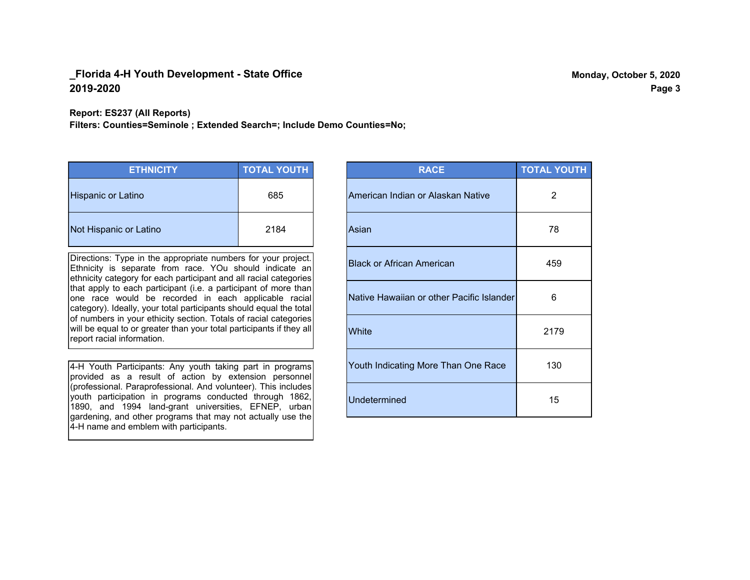## _Florida 4-H Youth Development - State Office
## 2019-2020

**Monday, October 5, 2020**

**Report: ES237 (All Reports)**
**Filters: Counties=Seminole ; Extended Search=; Include Demo Counties=No;**

| ETHNICITY | TOTAL YOUTH |
|---|---|
| Hispanic or Latino | 685 |
| Not Hispanic or Latino | 2184 |

Directions: Type in the appropriate numbers for your project. Ethnicity is separate from race. YOu should indicate an ethnicity category for each participant and all racial categories that apply to each participant (i.e. a participant of more than one race would be recorded in each applicable racial category). Ideally, your total participants should equal the total of numbers in your ethicity section. Totals of racial categories will be equal to or greater than your total participants if they all report racial information.

4-H Youth Participants: Any youth taking part in programs provided as a result of action by extension personnel (professional. Paraprofessional. And volunteer). This includes youth participation in programs conducted through 1862, 1890, and 1994 land-grant universities, EFNEP, urban gardening, and other programs that may not actually use the 4-H name and emblem with participants.

| RACE | TOTAL YOUTH |
|---|---|
| American Indian or Alaskan Native | 2 |
| Asian | 78 |
| Black or African American | 459 |
| Native Hawaiian or other Pacific Islander | 6 |
| White | 2179 |
| Youth Indicating More Than One Race | 130 |
| Undetermined | 15 |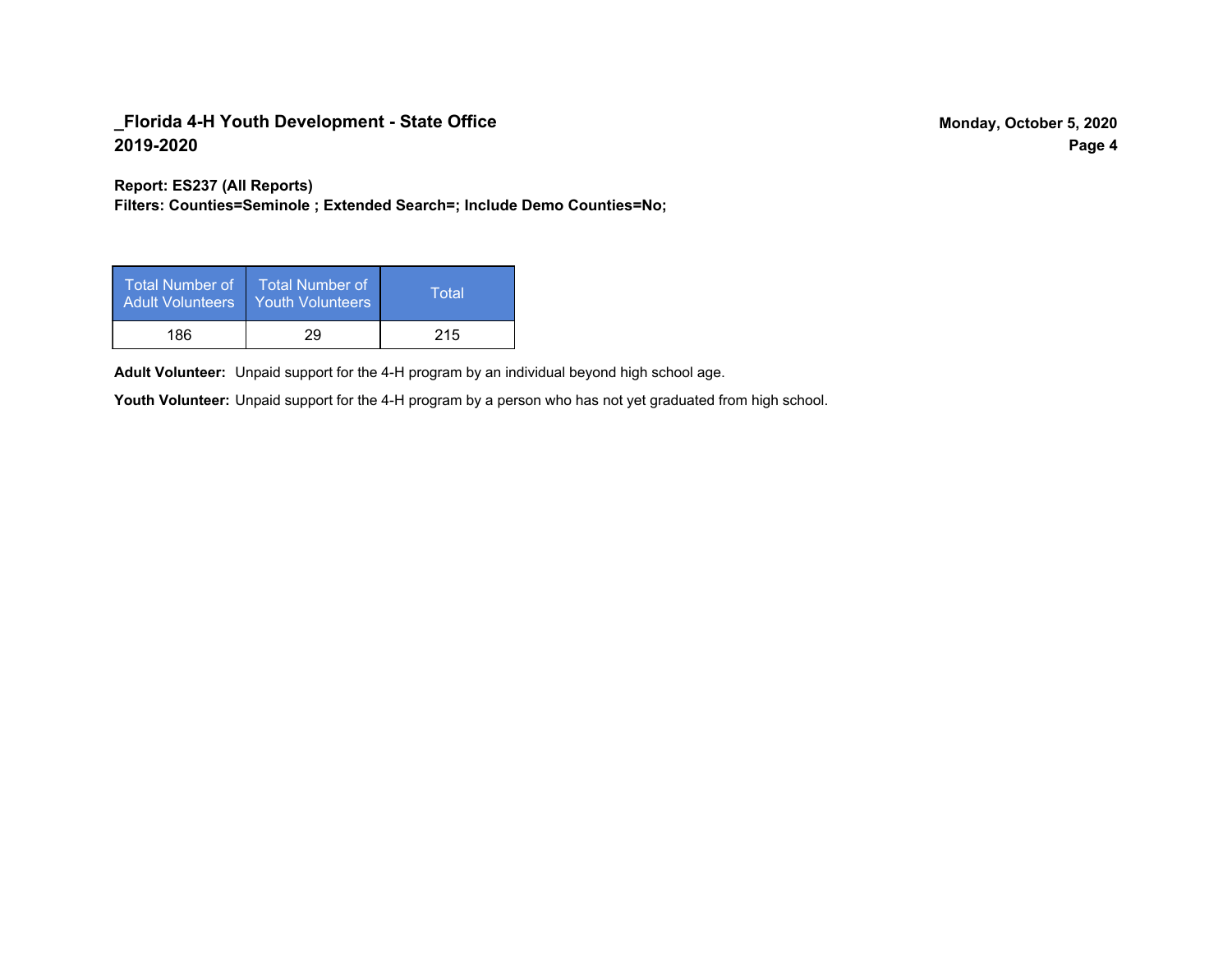## _Florida 4-H Youth Development - State Office
## 2019-2020

Monday, October 5, 2020

**Report: ES237 (All Reports)**
**Filters: Counties=Seminole ; Extended Search=; Include Demo Counties=No;**

| Total Number of Adult Volunteers | Total Number of Youth Volunteers | Total |
|---|---|---|
| 186 | 29 | 215 |

**Adult Volunteer:** Unpaid support for the 4-H program by an individual beyond high school age.

**Youth Volunteer:** Unpaid support for the 4-H program by a person who has not yet graduated from high school.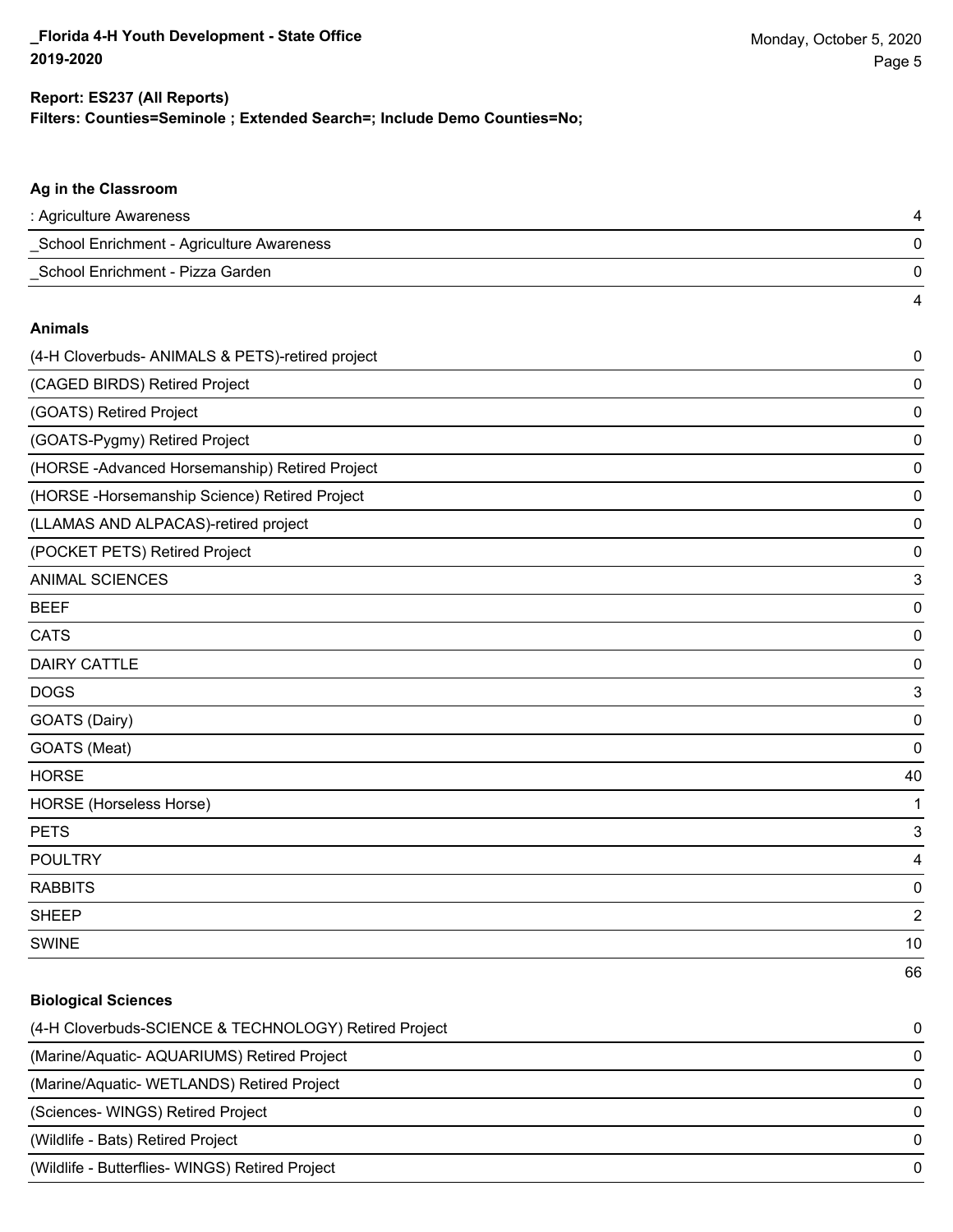**Report: ES237 (All Reports)**

**Filters: Counties=Seminole ; Extended Search=; Include Demo Counties=No;**

### Ag in the Classroom

| | |
|---|---|
| : Agriculture Awareness | 4 |
| _School Enrichment - Agriculture Awareness | 0 |
| _School Enrichment - Pizza Garden | 0 |
| | 4 |

### Animals

| | |
|---|---|
| (4-H Cloverbuds- ANIMALS & PETS)-retired project | 0 |
| (CAGED BIRDS) Retired Project | 0 |
| (GOATS) Retired Project | 0 |
| (GOATS-Pygmy) Retired Project | 0 |
| (HORSE -Advanced Horsemanship) Retired Project | 0 |
| (HORSE -Horsemanship Science) Retired Project | 0 |
| (LLAMAS AND ALPACAS)-retired project | 0 |
| (POCKET PETS) Retired Project | 0 |
| ANIMAL SCIENCES | 3 |
| BEEF | 0 |
| CATS | 0 |
| DAIRY CATTLE | 0 |
| DOGS | 3 |
| GOATS (Dairy) | 0 |
| GOATS (Meat) | 0 |
| HORSE | 40 |
| HORSE (Horseless Horse) | 1 |
| PETS | 3 |
| POULTRY | 4 |
| RABBITS | 0 |
| SHEEP | 2 |
| SWINE | 10 |
| | 66 |

### Biological Sciences

| | |
|---|---|
| (4-H Cloverbuds-SCIENCE & TECHNOLOGY) Retired Project | 0 |
| (Marine/Aquatic- AQUARIUMS) Retired Project | 0 |
| (Marine/Aquatic- WETLANDS) Retired Project | 0 |
| (Sciences- WINGS) Retired Project | 0 |
| (Wildlife - Bats) Retired Project | 0 |
| (Wildlife - Butterflies- WINGS) Retired Project | 0 |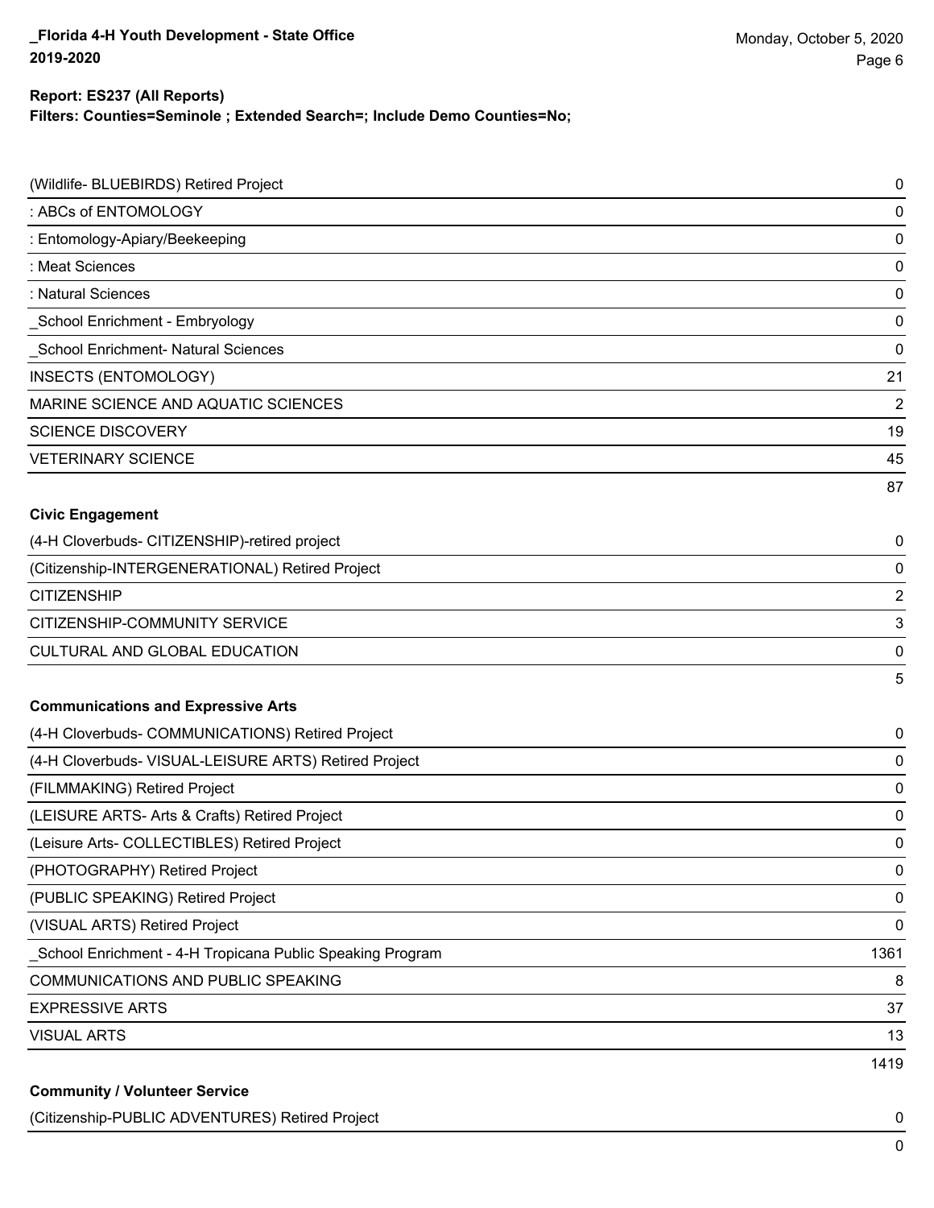**Report: ES237 (All Reports)**
**Filters: Counties=Seminole ; Extended Search=; Include Demo Counties=No;**

| | |
|---|---|
| (Wildlife- BLUEBIRDS) Retired Project | 0 |
| : ABCs of ENTOMOLOGY | 0 |
| : Entomology-Apiary/Beekeeping | 0 |
| : Meat Sciences | 0 |
| : Natural Sciences | 0 |
| _School Enrichment - Embryology | 0 |
| _School Enrichment- Natural Sciences | 0 |
| INSECTS (ENTOMOLOGY) | 21 |
| MARINE SCIENCE AND AQUATIC SCIENCES | 2 |
| SCIENCE DISCOVERY | 19 |
| VETERINARY SCIENCE | 45 |
| | 87 |

**Civic Engagement**

| | |
|---|---|
| (4-H Cloverbuds- CITIZENSHIP)-retired project | 0 |
| (Citizenship-INTERGENERATIONAL) Retired Project | 0 |
| CITIZENSHIP | 2 |
| CITIZENSHIP-COMMUNITY SERVICE | 3 |
| CULTURAL AND GLOBAL EDUCATION | 0 |
| | 5 |

**Communications and Expressive Arts**

| | |
|---|---|
| (4-H Cloverbuds- COMMUNICATIONS) Retired Project | 0 |
| (4-H Cloverbuds- VISUAL-LEISURE ARTS) Retired Project | 0 |
| (FILMMAKING) Retired Project | 0 |
| (LEISURE ARTS- Arts & Crafts) Retired Project | 0 |
| (Leisure Arts- COLLECTIBLES) Retired Project | 0 |
| (PHOTOGRAPHY) Retired Project | 0 |
| (PUBLIC SPEAKING) Retired Project | 0 |
| (VISUAL ARTS) Retired Project | 0 |
| _School Enrichment - 4-H Tropicana Public Speaking Program | 1361 |
| COMMUNICATIONS AND PUBLIC SPEAKING | 8 |
| EXPRESSIVE ARTS | 37 |
| VISUAL ARTS | 13 |
| | 1419 |

**Community / Volunteer Service**

| | |
|---|---|
| (Citizenship-PUBLIC ADVENTURES) Retired Project | 0 |
| | 0 |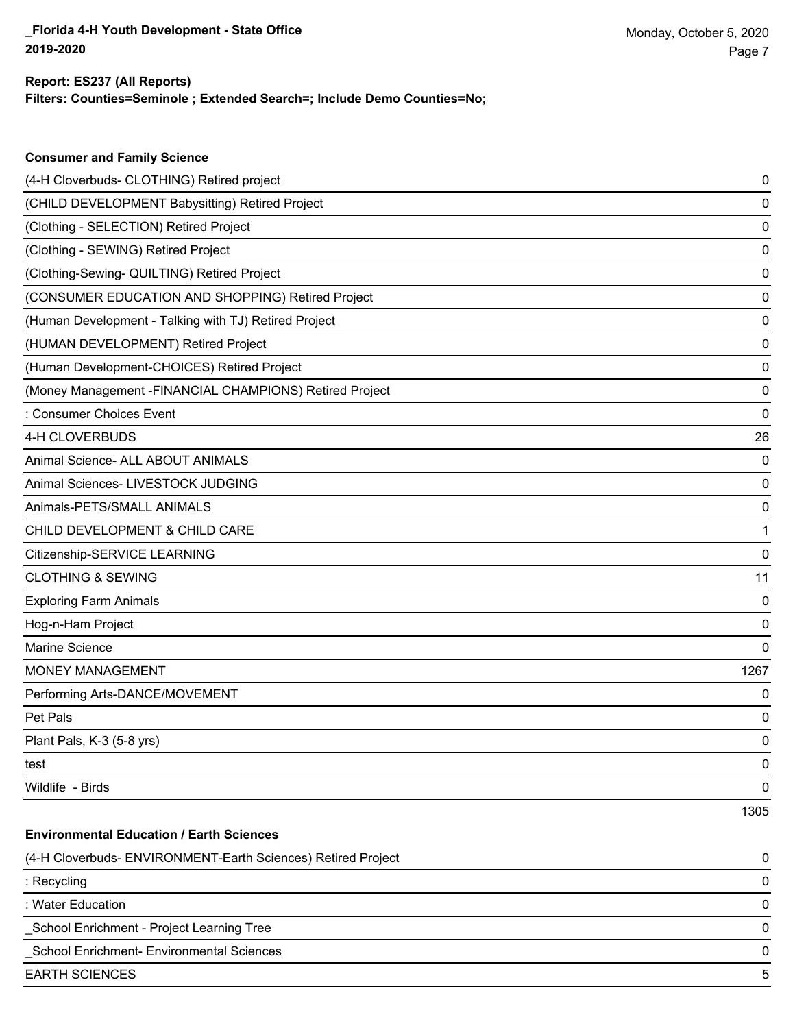**Report: ES237 (All Reports)**

**Filters: Counties=Seminole ; Extended Search=; Include Demo Counties=No;**

**Consumer and Family Science**

| | |
|---|---|
| (4-H Cloverbuds- CLOTHING) Retired project | 0 |
| (CHILD DEVELOPMENT Babysitting) Retired Project | 0 |
| (Clothing - SELECTION) Retired Project | 0 |
| (Clothing - SEWING) Retired Project | 0 |
| (Clothing-Sewing- QUILTING) Retired Project | 0 |
| (CONSUMER EDUCATION AND SHOPPING) Retired Project | 0 |
| (Human Development - Talking with TJ) Retired Project | 0 |
| (HUMAN DEVELOPMENT) Retired Project | 0 |
| (Human Development-CHOICES) Retired Project | 0 |
| (Money Management -FINANCIAL CHAMPIONS) Retired Project | 0 |
| : Consumer Choices Event | 0 |
| 4-H CLOVERBUDS | 26 |
| Animal Science- ALL ABOUT ANIMALS | 0 |
| Animal Sciences- LIVESTOCK JUDGING | 0 |
| Animals-PETS/SMALL ANIMALS | 0 |
| CHILD DEVELOPMENT & CHILD CARE | 1 |
| Citizenship-SERVICE LEARNING | 0 |
| CLOTHING & SEWING | 11 |
| Exploring Farm Animals | 0 |
| Hog-n-Ham Project | 0 |
| Marine Science | 0 |
| MONEY MANAGEMENT | 1267 |
| Performing Arts-DANCE/MOVEMENT | 0 |
| Pet Pals | 0 |
| Plant Pals, K-3 (5-8 yrs) | 0 |
| test | 0 |
| Wildlife - Birds | 0 |
| | 1305 |

**Environmental Education / Earth Sciences**

| | |
|---|---|
| (4-H Cloverbuds- ENVIRONMENT-Earth Sciences) Retired Project | 0 |
| : Recycling | 0 |
| : Water Education | 0 |
| _School Enrichment - Project Learning Tree | 0 |
| _School Enrichment- Environmental Sciences | 0 |
| EARTH SCIENCES | 5 |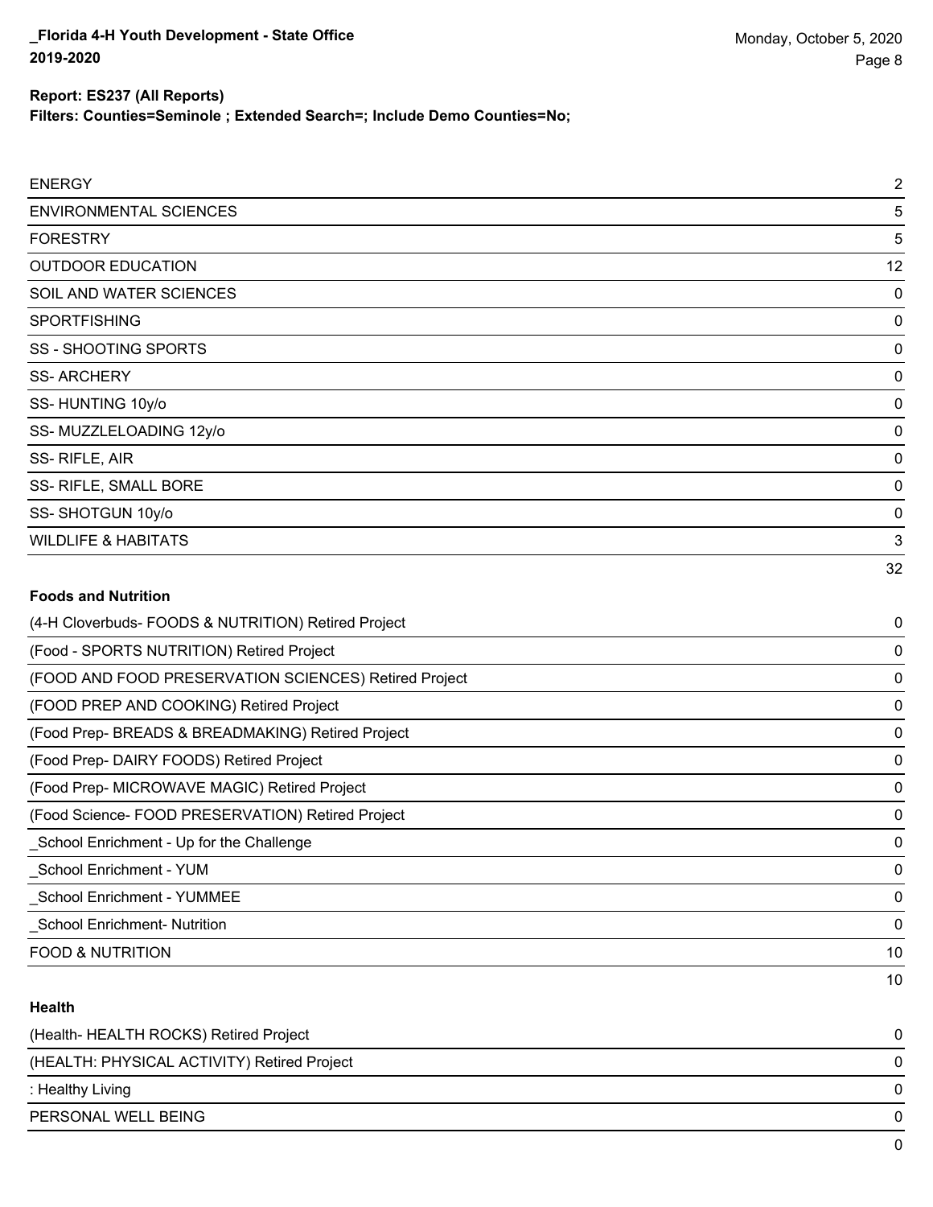| | |
|---|---|
| ENERGY | 2 |
| ENVIRONMENTAL SCIENCES | 5 |
| FORESTRY | 5 |
| OUTDOOR EDUCATION | 12 |
| SOIL AND WATER SCIENCES | 0 |
| SPORTFISHING | 0 |
| SS - SHOOTING SPORTS | 0 |
| SS- ARCHERY | 0 |
| SS- HUNTING 10y/o | 0 |
| SS- MUZZLELOADING 12y/o | 0 |
| SS- RIFLE, AIR | 0 |
| SS- RIFLE, SMALL BORE | 0 |
| SS- SHOTGUN 10y/o | 0 |
| WILDLIFE & HABITATS | 3 |
| | 32 |

**Foods and Nutrition**

| | |
|---|---|
| (4-H Cloverbuds- FOODS & NUTRITION) Retired Project | 0 |
| (Food - SPORTS NUTRITION) Retired Project | 0 |
| (FOOD AND FOOD PRESERVATION SCIENCES) Retired Project | 0 |
| (FOOD PREP AND COOKING) Retired Project | 0 |
| (Food Prep- BREADS & BREADMAKING) Retired Project | 0 |
| (Food Prep- DAIRY FOODS) Retired Project | 0 |
| (Food Prep- MICROWAVE MAGIC) Retired Project | 0 |
| (Food Science- FOOD PRESERVATION) Retired Project | 0 |
| _School Enrichment - Up for the Challenge | 0 |
| _School Enrichment - YUM | 0 |
| _School Enrichment - YUMMEE | 0 |
| _School Enrichment- Nutrition | 0 |
| FOOD & NUTRITION | 10 |
| | 10 |

**Health**

| | |
|---|---|
| (Health- HEALTH ROCKS) Retired Project | 0 |
| (HEALTH: PHYSICAL ACTIVITY) Retired Project | 0 |
| : Healthy Living | 0 |
| PERSONAL WELL BEING | 0 |
| | 0 |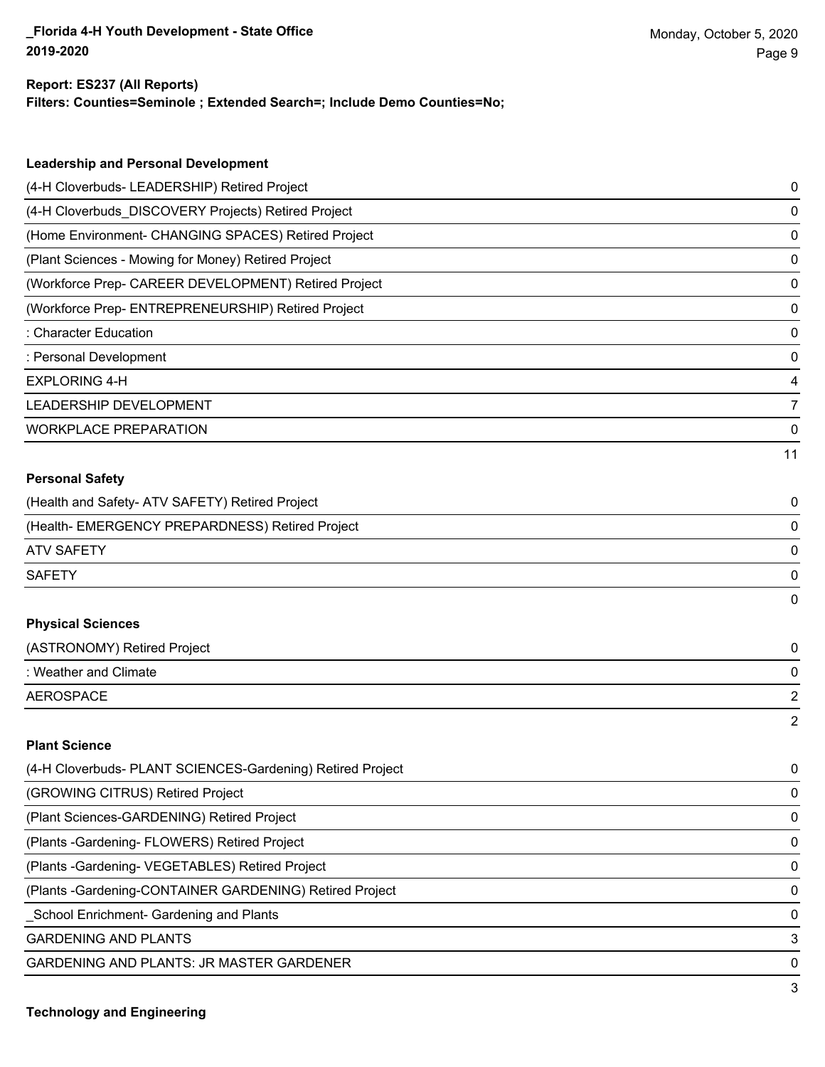**Report: ES237 (All Reports)**
**Filters: Counties=Seminole ; Extended Search=; Include Demo Counties=No;**

### Leadership and Personal Development

| | |
|---|---|
| (4-H Cloverbuds- LEADERSHIP) Retired Project | 0 |
| (4-H Cloverbuds_DISCOVERY Projects) Retired Project | 0 |
| (Home Environment- CHANGING SPACES) Retired Project | 0 |
| (Plant Sciences - Mowing for Money) Retired Project | 0 |
| (Workforce Prep- CAREER DEVELOPMENT) Retired Project | 0 |
| (Workforce Prep- ENTREPRENEURSHIP) Retired Project | 0 |
| : Character Education | 0 |
| : Personal Development | 0 |
| EXPLORING 4-H | 4 |
| LEADERSHIP DEVELOPMENT | 7 |
| WORKPLACE PREPARATION | 0 |
| | 11 |

### Personal Safety

| | |
|---|---|
| (Health and Safety- ATV SAFETY) Retired Project | 0 |
| (Health- EMERGENCY PREPARDNESS) Retired Project | 0 |
| ATV SAFETY | 0 |
| SAFETY | 0 |
| | 0 |

### Physical Sciences

| | |
|---|---|
| (ASTRONOMY) Retired Project | 0 |
| : Weather and Climate | 0 |
| AEROSPACE | 2 |
| | 2 |

### Plant Science

| | |
|---|---|
| (4-H Cloverbuds- PLANT SCIENCES-Gardening) Retired Project | 0 |
| (GROWING CITRUS) Retired Project | 0 |
| (Plant Sciences-GARDENING) Retired Project | 0 |
| (Plants -Gardening- FLOWERS) Retired Project | 0 |
| (Plants -Gardening- VEGETABLES) Retired Project | 0 |
| (Plants -Gardening-CONTAINER GARDENING) Retired Project | 0 |
| _School Enrichment- Gardening and Plants | 0 |
| GARDENING AND PLANTS | 3 |
| GARDENING AND PLANTS: JR MASTER GARDENER | 0 |
| | 3 |

### Technology and Engineering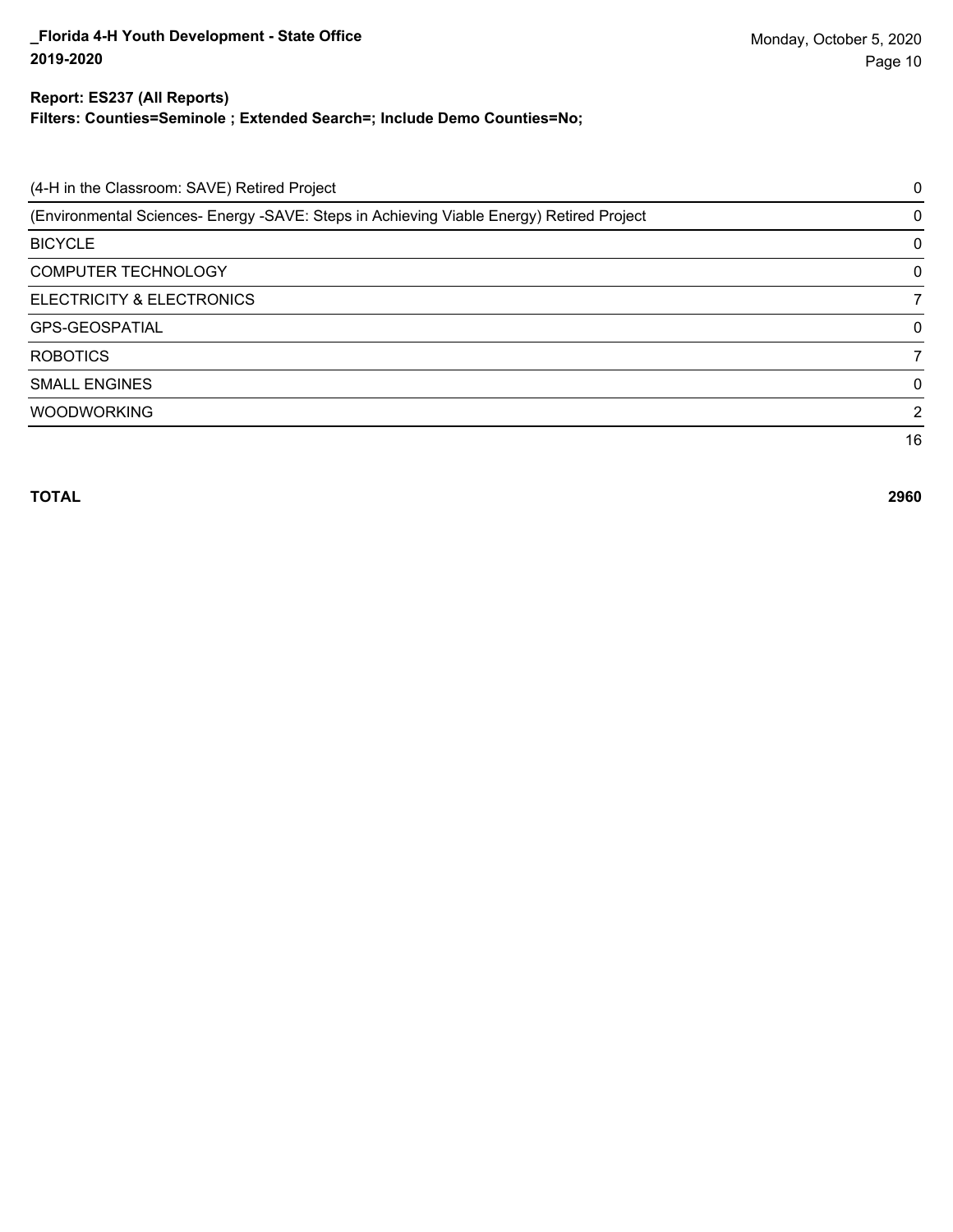**Report: ES237 (All Reports)**
**Filters: Counties=Seminole ; Extended Search=; Include Demo Counties=No;**

| | |
|---|---|
| (4-H in the Classroom: SAVE) Retired Project | 0 |
| (Environmental Sciences- Energy -SAVE: Steps in Achieving Viable Energy) Retired Project | 0 |
| BICYCLE | 0 |
| COMPUTER TECHNOLOGY | 0 |
| ELECTRICITY & ELECTRONICS | 7 |
| GPS-GEOSPATIAL | 0 |
| ROBOTICS | 7 |
| SMALL ENGINES | 0 |
| WOODWORKING | 2 |
| | 16 |

**TOTAL** **2960**